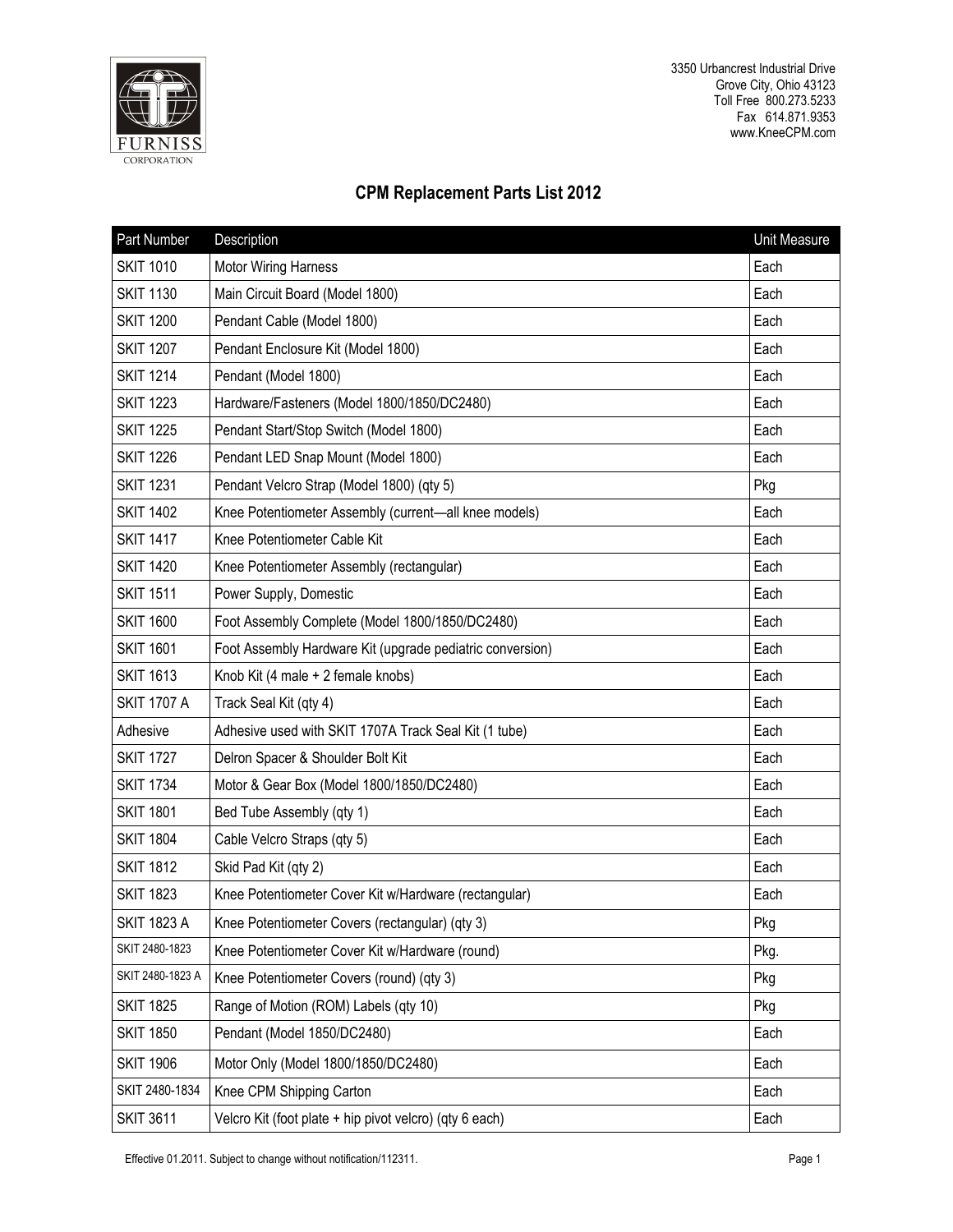FURNISS CORPORATION

3350 Urbancrest Industrial Drive
Grove City, Ohio 43123
Toll Free 800.273.5233
Fax 614.871.9353
www.KneeCPM.com

# CPM Replacement Parts List 2012

| Part Number | Description | Unit Measure |
|---|---|---|
| SKIT 1010 | Motor Wiring Harness | Each |
| SKIT 1130 | Main Circuit Board (Model 1800) | Each |
| SKIT 1200 | Pendant Cable (Model 1800) | Each |
| SKIT 1207 | Pendant Enclosure Kit (Model 1800) | Each |
| SKIT 1214 | Pendant (Model 1800) | Each |
| SKIT 1223 | Hardware/Fasteners (Model 1800/1850/DC2480) | Each |
| SKIT 1225 | Pendant Start/Stop Switch (Model 1800) | Each |
| SKIT 1226 | Pendant LED Snap Mount (Model 1800) | Each |
| SKIT 1231 | Pendant Velcro Strap (Model 1800) (qty 5) | Pkg |
| SKIT 1402 | Knee Potentiometer Assembly (current—all knee models) | Each |
| SKIT 1417 | Knee Potentiometer Cable Kit | Each |
| SKIT 1420 | Knee Potentiometer Assembly (rectangular) | Each |
| SKIT 1511 | Power Supply, Domestic | Each |
| SKIT 1600 | Foot Assembly Complete (Model 1800/1850/DC2480) | Each |
| SKIT 1601 | Foot Assembly Hardware Kit (upgrade pediatric conversion) | Each |
| SKIT 1613 | Knob Kit (4 male + 2 female knobs) | Each |
| SKIT 1707 A | Track Seal Kit (qty 4) | Each |
| Adhesive | Adhesive used with SKIT 1707A Track Seal Kit (1 tube) | Each |
| SKIT 1727 | Delron Spacer & Shoulder Bolt Kit | Each |
| SKIT 1734 | Motor & Gear Box (Model 1800/1850/DC2480) | Each |
| SKIT 1801 | Bed Tube Assembly (qty 1) | Each |
| SKIT 1804 | Cable Velcro Straps (qty 5) | Each |
| SKIT 1812 | Skid Pad Kit (qty 2) | Each |
| SKIT 1823 | Knee Potentiometer Cover Kit w/Hardware (rectangular) | Each |
| SKIT 1823 A | Knee Potentiometer Covers (rectangular) (qty 3) | Pkg |
| SKIT 2480-1823 | Knee Potentiometer Cover Kit w/Hardware (round) | Pkg. |
| SKIT 2480-1823 A | Knee Potentiometer Covers (round) (qty 3) | Pkg |
| SKIT 1825 | Range of Motion (ROM) Labels (qty 10) | Pkg |
| SKIT 1850 | Pendant (Model 1850/DC2480) | Each |
| SKIT 1906 | Motor Only (Model 1800/1850/DC2480) | Each |
| SKIT 2480-1834 | Knee CPM Shipping Carton | Each |
| SKIT 3611 | Velcro Kit (foot plate + hip pivot velcro) (qty 6 each) | Each |

Effective 01.2011. Subject to change without notification/112311.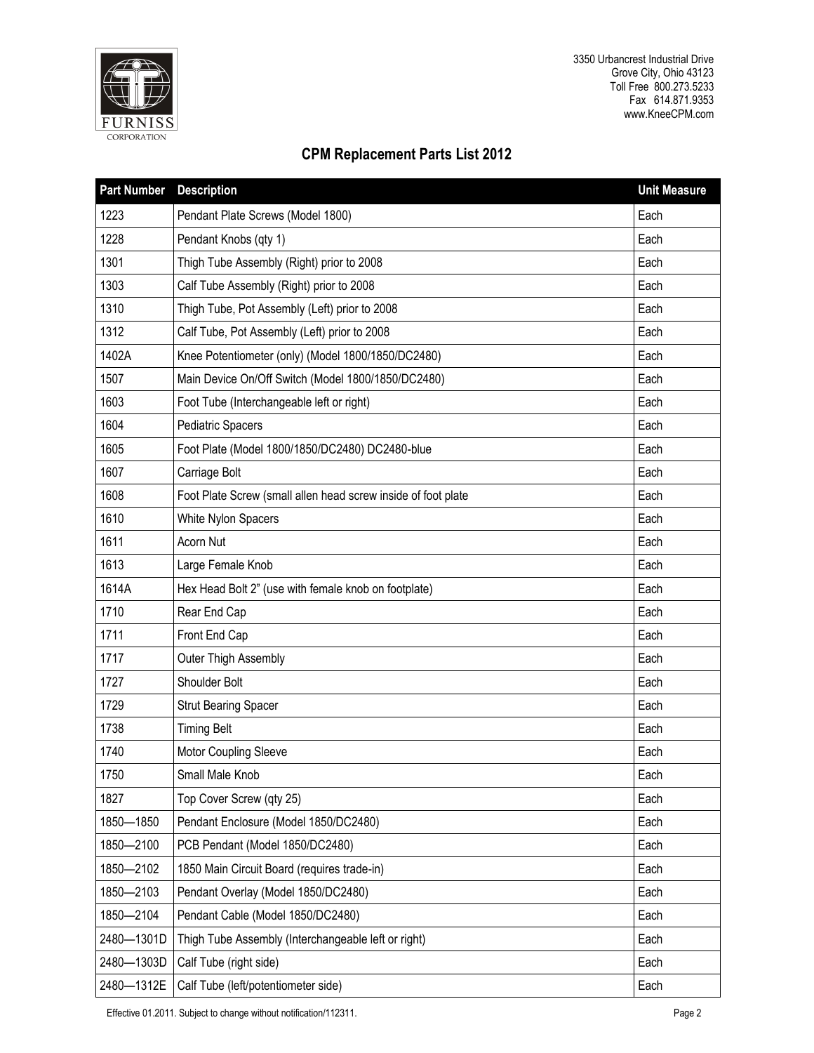FURNISS CORPORATION

3350 Urbancrest Industrial Drive
Grove City, Ohio 43123
Toll Free 800.273.5233
Fax 614.871.9353
www.KneeCPM.com

## CPM Replacement Parts List 2012

| Part Number | Description | Unit Measure |
|---|---|---|
| 1223 | Pendant Plate Screws (Model 1800) | Each |
| 1228 | Pendant Knobs (qty 1) | Each |
| 1301 | Thigh Tube Assembly (Right) prior to 2008 | Each |
| 1303 | Calf Tube Assembly (Right) prior to 2008 | Each |
| 1310 | Thigh Tube, Pot Assembly (Left) prior to 2008 | Each |
| 1312 | Calf Tube, Pot Assembly (Left) prior to 2008 | Each |
| 1402A | Knee Potentiometer (only) (Model 1800/1850/DC2480) | Each |
| 1507 | Main Device On/Off Switch (Model 1800/1850/DC2480) | Each |
| 1603 | Foot Tube (Interchangeable left or right) | Each |
| 1604 | Pediatric Spacers | Each |
| 1605 | Foot Plate (Model 1800/1850/DC2480) DC2480-blue | Each |
| 1607 | Carriage Bolt | Each |
| 1608 | Foot Plate Screw (small allen head screw inside of foot plate | Each |
| 1610 | White Nylon Spacers | Each |
| 1611 | Acorn Nut | Each |
| 1613 | Large Female Knob | Each |
| 1614A | Hex Head Bolt 2" (use with female knob on footplate) | Each |
| 1710 | Rear End Cap | Each |
| 1711 | Front End Cap | Each |
| 1717 | Outer Thigh Assembly | Each |
| 1727 | Shoulder Bolt | Each |
| 1729 | Strut Bearing Spacer | Each |
| 1738 | Timing Belt | Each |
| 1740 | Motor Coupling Sleeve | Each |
| 1750 | Small Male Knob | Each |
| 1827 | Top Cover Screw (qty 25) | Each |
| 1850—1850 | Pendant Enclosure (Model 1850/DC2480) | Each |
| 1850—2100 | PCB Pendant (Model 1850/DC2480) | Each |
| 1850—2102 | 1850 Main Circuit Board (requires trade-in) | Each |
| 1850—2103 | Pendant Overlay (Model 1850/DC2480) | Each |
| 1850—2104 | Pendant Cable (Model 1850/DC2480) | Each |
| 2480—1301D | Thigh Tube Assembly (Interchangeable left or right) | Each |
| 2480—1303D | Calf Tube (right side) | Each |
| 2480—1312E | Calf Tube (left/potentiometer side) | Each |

Effective 01.2011. Subject to change without notification/112311.